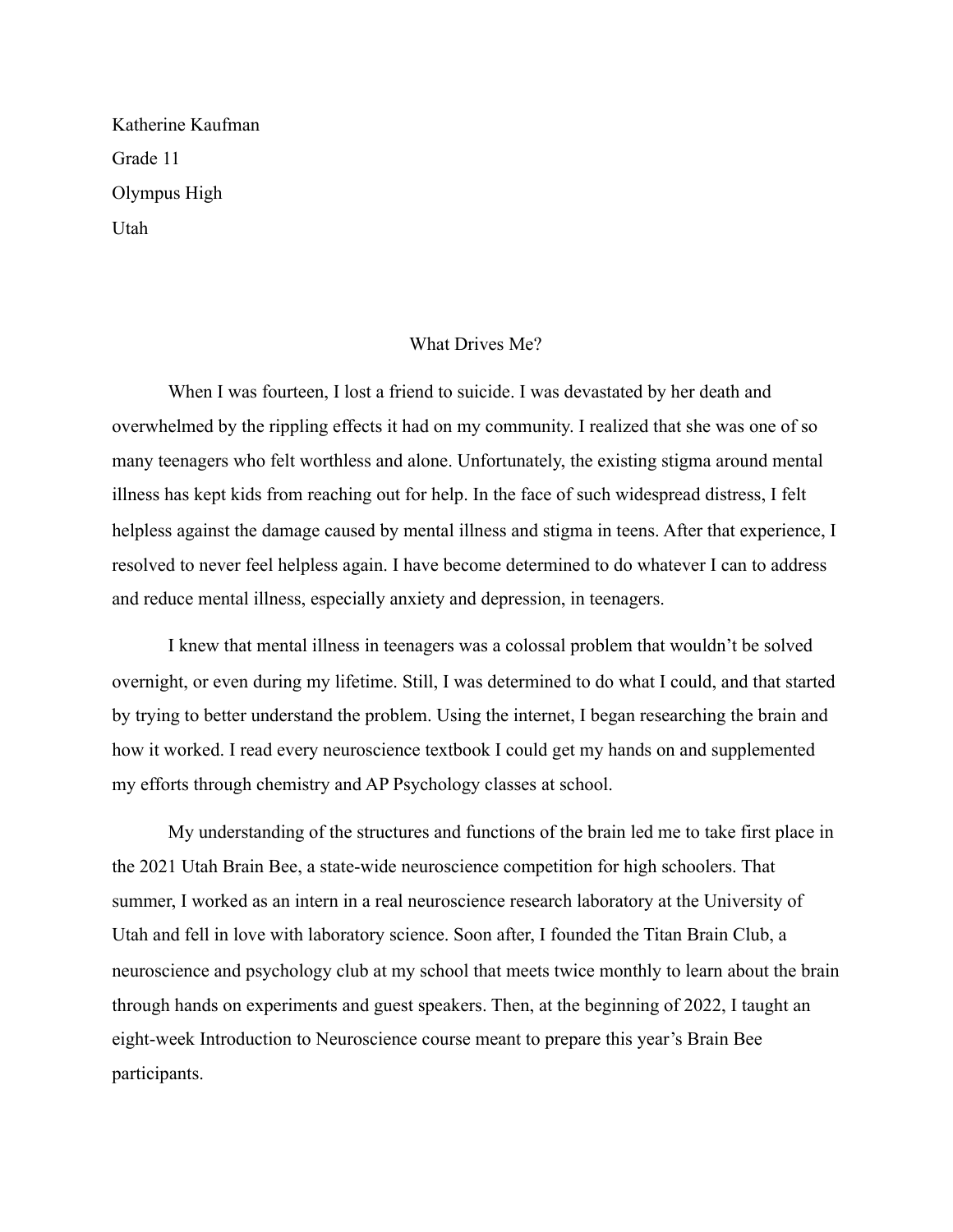Katherine Kaufman

Grade 11

Olympus High

Utah

## What Drives Me?

When I was fourteen, I lost a friend to suicide. I was devastated by her death and overwhelmed by the rippling effects it had on my community. I realized that she was one of so many teenagers who felt worthless and alone. Unfortunately, the existing stigma around mental illness has kept kids from reaching out for help. In the face of such widespread distress, I felt helpless against the damage caused by mental illness and stigma in teens. After that experience, I resolved to never feel helpless again. I have become determined to do whatever I can to address and reduce mental illness, especially anxiety and depression, in teenagers.

I knew that mental illness in teenagers was a colossal problem that wouldn't be solved overnight, or even during my lifetime. Still, I was determined to do what I could, and that started by trying to better understand the problem. Using the internet, I began researching the brain and how it worked. I read every neuroscience textbook I could get my hands on and supplemented my efforts through chemistry and AP Psychology classes at school.

My understanding of the structures and functions of the brain led me to take first place in the 2021 Utah Brain Bee, a state-wide neuroscience competition for high schoolers. That summer, I worked as an intern in a real neuroscience research laboratory at the University of Utah and fell in love with laboratory science. Soon after, I founded the Titan Brain Club, a neuroscience and psychology club at my school that meets twice monthly to learn about the brain through hands on experiments and guest speakers. Then, at the beginning of 2022, I taught an eight-week Introduction to Neuroscience course meant to prepare this year's Brain Bee participants.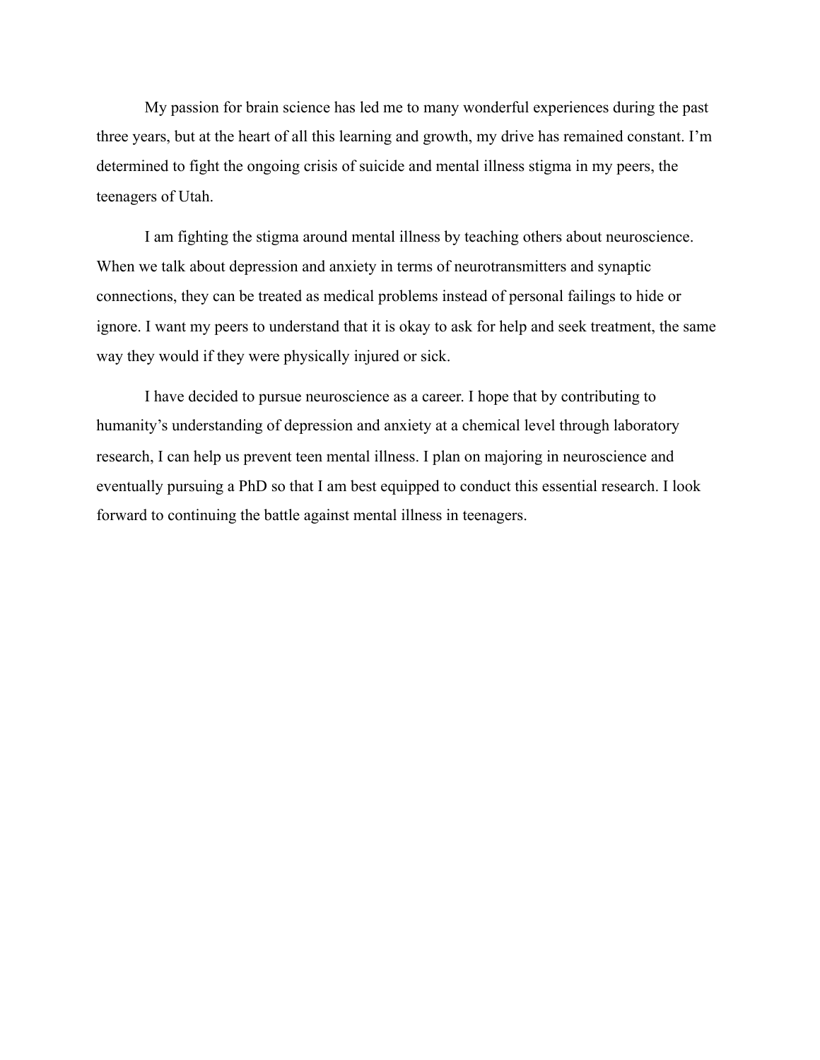My passion for brain science has led me to many wonderful experiences during the past three years, but at the heart of all this learning and growth, my drive has remained constant. I'm determined to fight the ongoing crisis of suicide and mental illness stigma in my peers, the teenagers of Utah.

I am fighting the stigma around mental illness by teaching others about neuroscience. When we talk about depression and anxiety in terms of neurotransmitters and synaptic connections, they can be treated as medical problems instead of personal failings to hide or ignore. I want my peers to understand that it is okay to ask for help and seek treatment, the same way they would if they were physically injured or sick.

I have decided to pursue neuroscience as a career. I hope that by contributing to humanity's understanding of depression and anxiety at a chemical level through laboratory research, I can help us prevent teen mental illness. I plan on majoring in neuroscience and eventually pursuing a PhD so that I am best equipped to conduct this essential research. I look forward to continuing the battle against mental illness in teenagers.